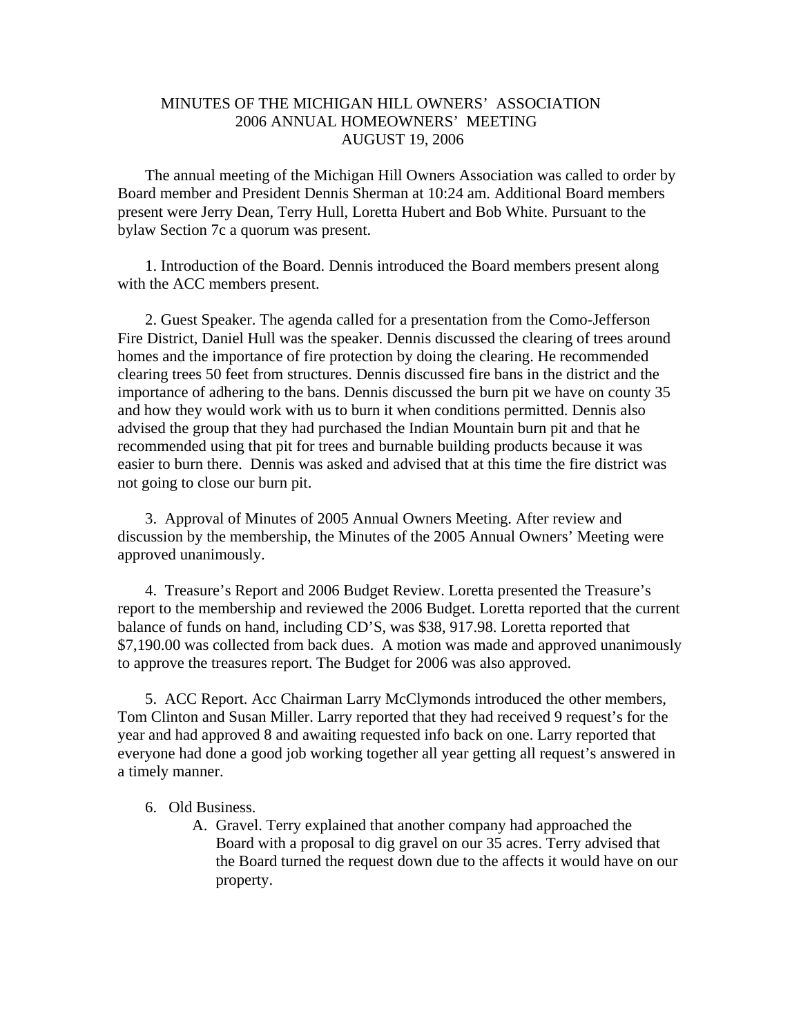# MINUTES OF THE MICHIGAN HILL OWNERS' ASSOCIATION
## 2006 ANNUAL HOMEOWNERS' MEETING
## AUGUST 19, 2006

The annual meeting of the Michigan Hill Owners Association was called to order by Board member and President Dennis Sherman at 10:24 am. Additional Board members present were Jerry Dean, Terry Hull, Loretta Hubert and Bob White. Pursuant to the bylaw Section 7c a quorum was present.

1. Introduction of the Board. Dennis introduced the Board members present along with the ACC members present.

2. Guest Speaker. The agenda called for a presentation from the Como-Jefferson Fire District, Daniel Hull was the speaker. Dennis discussed the clearing of trees around homes and the importance of fire protection by doing the clearing. He recommended clearing trees 50 feet from structures. Dennis discussed fire bans in the district and the importance of adhering to the bans. Dennis discussed the burn pit we have on county 35 and how they would work with us to burn it when conditions permitted. Dennis also advised the group that they had purchased the Indian Mountain burn pit and that he recommended using that pit for trees and burnable building products because it was easier to burn there. Dennis was asked and advised that at this time the fire district was not going to close our burn pit.

3. Approval of Minutes of 2005 Annual Owners Meeting. After review and discussion by the membership, the Minutes of the 2005 Annual Owners' Meeting were approved unanimously.

4. Treasure's Report and 2006 Budget Review. Loretta presented the Treasure's report to the membership and reviewed the 2006 Budget. Loretta reported that the current balance of funds on hand, including CD'S, was $38, 917.98. Loretta reported that $7,190.00 was collected from back dues. A motion was made and approved unanimously to approve the treasures report. The Budget for 2006 was also approved.

5. ACC Report. Acc Chairman Larry McClymonds introduced the other members, Tom Clinton and Susan Miller. Larry reported that they had received 9 request's for the year and had approved 8 and awaiting requested info back on one. Larry reported that everyone had done a good job working together all year getting all request's answered in a timely manner.

6. Old Business.
   - A. Gravel. Terry explained that another company had approached the Board with a proposal to dig gravel on our 35 acres. Terry advised that the Board turned the request down due to the affects it would have on our property.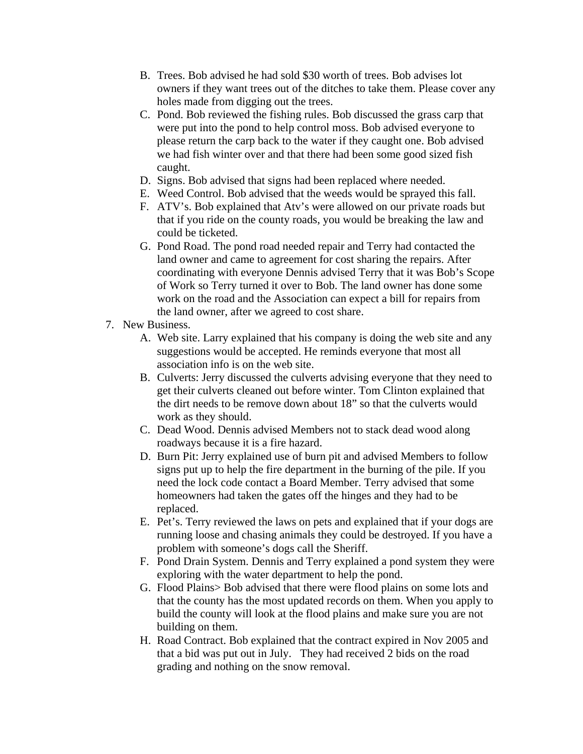B. Trees. Bob advised he had sold $30 worth of trees. Bob advises lot owners if they want trees out of the ditches to take them. Please cover any holes made from digging out the trees.

C. Pond. Bob reviewed the fishing rules. Bob discussed the grass carp that were put into the pond to help control moss. Bob advised everyone to please return the carp back to the water if they caught one. Bob advised we had fish winter over and that there had been some good sized fish caught.

D. Signs. Bob advised that signs had been replaced where needed.

E. Weed Control. Bob advised that the weeds would be sprayed this fall.

F. ATV's. Bob explained that Atv's were allowed on our private roads but that if you ride on the county roads, you would be breaking the law and could be ticketed.

G. Pond Road. The pond road needed repair and Terry had contacted the land owner and came to agreement for cost sharing the repairs. After coordinating with everyone Dennis advised Terry that it was Bob's Scope of Work so Terry turned it over to Bob. The land owner has done some work on the road and the Association can expect a bill for repairs from the land owner, after we agreed to cost share.

7. New Business.

A. Web site. Larry explained that his company is doing the web site and any suggestions would be accepted. He reminds everyone that most all association info is on the web site.

B. Culverts: Jerry discussed the culverts advising everyone that they need to get their culverts cleaned out before winter. Tom Clinton explained that the dirt needs to be remove down about 18" so that the culverts would work as they should.

C. Dead Wood. Dennis advised Members not to stack dead wood along roadways because it is a fire hazard.

D. Burn Pit: Jerry explained use of burn pit and advised Members to follow signs put up to help the fire department in the burning of the pile. If you need the lock code contact a Board Member. Terry advised that some homeowners had taken the gates off the hinges and they had to be replaced.

E. Pet's. Terry reviewed the laws on pets and explained that if your dogs are running loose and chasing animals they could be destroyed. If you have a problem with someone's dogs call the Sheriff.

F. Pond Drain System. Dennis and Terry explained a pond system they were exploring with the water department to help the pond.

G. Flood Plains> Bob advised that there were flood plains on some lots and that the county has the most updated records on them. When you apply to build the county will look at the flood plains and make sure you are not building on them.

H. Road Contract. Bob explained that the contract expired in Nov 2005 and that a bid was put out in July. They had received 2 bids on the road grading and nothing on the snow removal.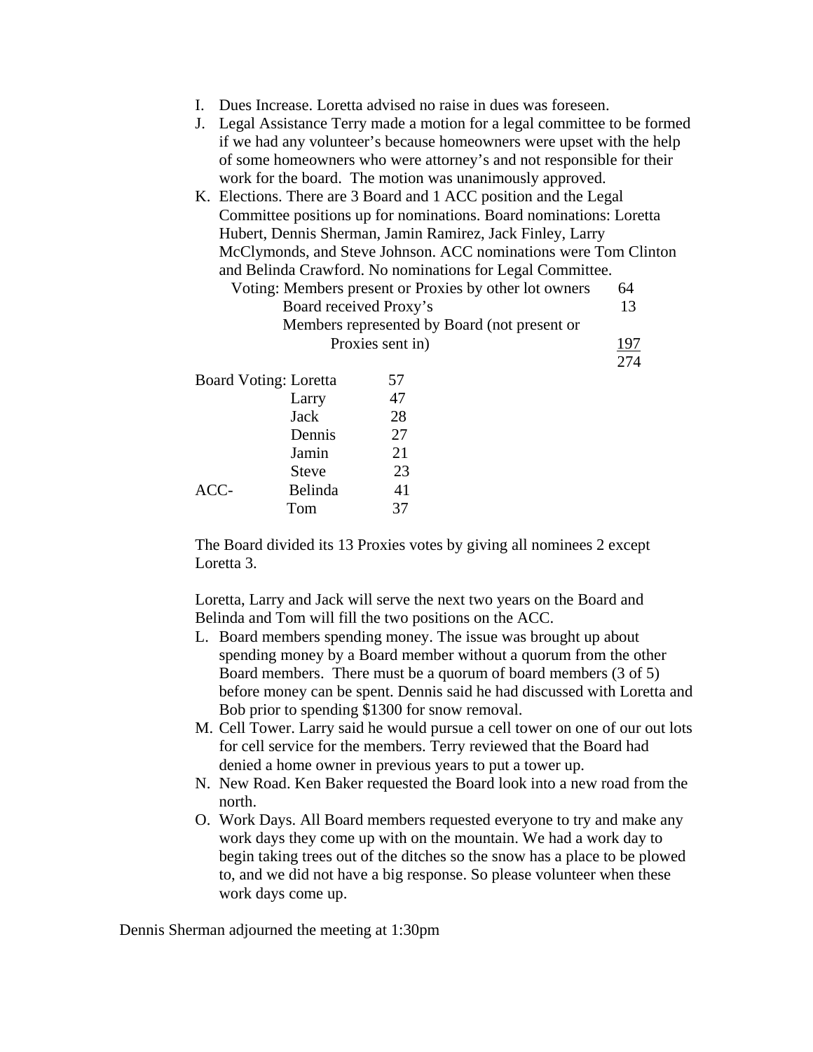I. Dues Increase. Loretta advised no raise in dues was foreseen.

J. Legal Assistance Terry made a motion for a legal committee to be formed if we had any volunteer's because homeowners were upset with the help of some homeowners who were attorney's and not responsible for their work for the board. The motion was unanimously approved.

K. Elections. There are 3 Board and 1 ACC position and the Legal Committee positions up for nominations. Board nominations: Loretta Hubert, Dennis Sherman, Jamin Ramirez, Jack Finley, Larry McClymonds, and Steve Johnson. ACC nominations were Tom Clinton and Belinda Crawford. No nominations for Legal Committee.

| | |
|---|---|
| Voting: Members present or Proxies by other lot owners | 64 |
| Board received Proxy's | 13 |
| Members represented by Board (not present or Proxies sent in) | 197 |
| | 274 |

| | | |
|---|---|---|
| Board Voting: | Loretta | 57 |
| | Larry | 47 |
| | Jack | 28 |
| | Dennis | 27 |
| | Jamin | 21 |
| | Steve | 23 |
| ACC- | Belinda | 41 |
| | Tom | 37 |

The Board divided its 13 Proxies votes by giving all nominees 2 except Loretta 3.

Loretta, Larry and Jack will serve the next two years on the Board and Belinda and Tom will fill the two positions on the ACC.

L. Board members spending money. The issue was brought up about spending money by a Board member without a quorum from the other Board members. There must be a quorum of board members (3 of 5) before money can be spent. Dennis said he had discussed with Loretta and Bob prior to spending $1300 for snow removal.

M. Cell Tower. Larry said he would pursue a cell tower on one of our out lots for cell service for the members. Terry reviewed that the Board had denied a home owner in previous years to put a tower up.

N. New Road. Ken Baker requested the Board look into a new road from the north.

O. Work Days. All Board members requested everyone to try and make any work days they come up with on the mountain. We had a work day to begin taking trees out of the ditches so the snow has a place to be plowed to, and we did not have a big response. So please volunteer when these work days come up.

Dennis Sherman adjourned the meeting at 1:30pm